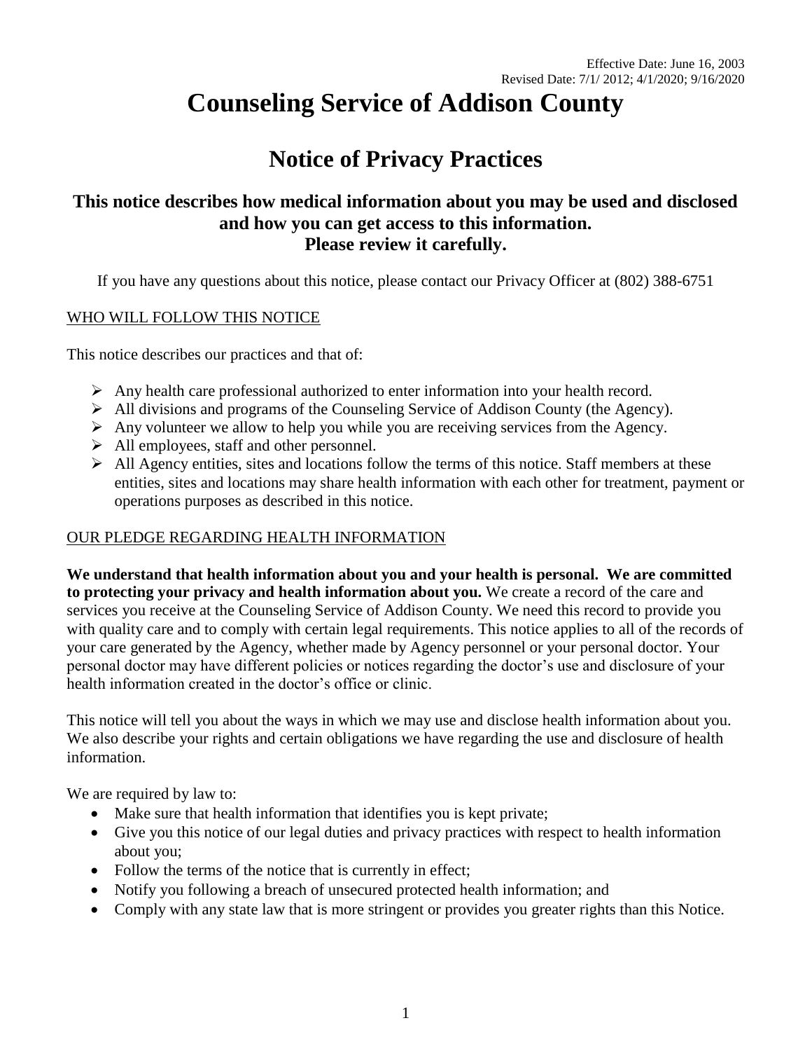Effective Date: June 16, 2003
Revised Date: 7/1/ 2012; 4/1/2020; 9/16/2020

# Counseling Service of Addison County

## Notice of Privacy Practices

### This notice describes how medical information about you may be used and disclosed and how you can get access to this information. Please review it carefully.

If you have any questions about this notice, please contact our Privacy Officer at (802) 388-6751

WHO WILL FOLLOW THIS NOTICE

This notice describes our practices and that of:

- Any health care professional authorized to enter information into your health record.
- All divisions and programs of the Counseling Service of Addison County (the Agency).
- Any volunteer we allow to help you while you are receiving services from the Agency.
- All employees, staff and other personnel.
- All Agency entities, sites and locations follow the terms of this notice. Staff members at these entities, sites and locations may share health information with each other for treatment, payment or operations purposes as described in this notice.

OUR PLEDGE REGARDING HEALTH INFORMATION

**We understand that health information about you and your health is personal. We are committed to protecting your privacy and health information about you.** We create a record of the care and services you receive at the Counseling Service of Addison County. We need this record to provide you with quality care and to comply with certain legal requirements. This notice applies to all of the records of your care generated by the Agency, whether made by Agency personnel or your personal doctor. Your personal doctor may have different policies or notices regarding the doctor's use and disclosure of your health information created in the doctor's office or clinic.

This notice will tell you about the ways in which we may use and disclose health information about you. We also describe your rights and certain obligations we have regarding the use and disclosure of health information.

We are required by law to:

- Make sure that health information that identifies you is kept private;
- Give you this notice of our legal duties and privacy practices with respect to health information about you;
- Follow the terms of the notice that is currently in effect;
- Notify you following a breach of unsecured protected health information; and
- Comply with any state law that is more stringent or provides you greater rights than this Notice.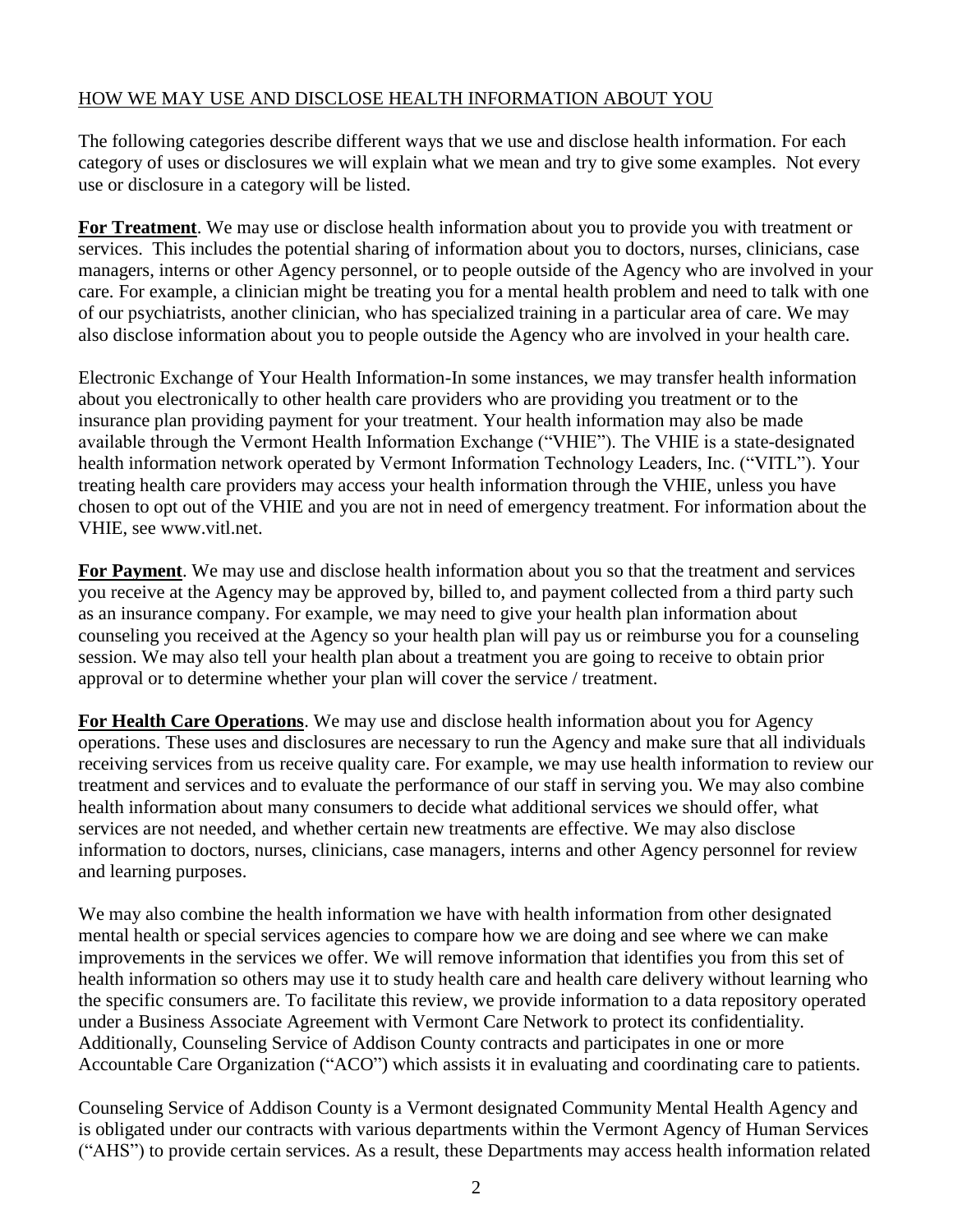## HOW WE MAY USE AND DISCLOSE HEALTH INFORMATION ABOUT YOU

The following categories describe different ways that we use and disclose health information. For each category of uses or disclosures we will explain what we mean and try to give some examples. Not every use or disclosure in a category will be listed.

**For Treatment**. We may use or disclose health information about you to provide you with treatment or services. This includes the potential sharing of information about you to doctors, nurses, clinicians, case managers, interns or other Agency personnel, or to people outside of the Agency who are involved in your care. For example, a clinician might be treating you for a mental health problem and need to talk with one of our psychiatrists, another clinician, who has specialized training in a particular area of care. We may also disclose information about you to people outside the Agency who are involved in your health care.

Electronic Exchange of Your Health Information-In some instances, we may transfer health information about you electronically to other health care providers who are providing you treatment or to the insurance plan providing payment for your treatment. Your health information may also be made available through the Vermont Health Information Exchange ("VHIE"). The VHIE is a state-designated health information network operated by Vermont Information Technology Leaders, Inc. ("VITL"). Your treating health care providers may access your health information through the VHIE, unless you have chosen to opt out of the VHIE and you are not in need of emergency treatment. For information about the VHIE, see www.vitl.net.

**For Payment**. We may use and disclose health information about you so that the treatment and services you receive at the Agency may be approved by, billed to, and payment collected from a third party such as an insurance company. For example, we may need to give your health plan information about counseling you received at the Agency so your health plan will pay us or reimburse you for a counseling session. We may also tell your health plan about a treatment you are going to receive to obtain prior approval or to determine whether your plan will cover the service / treatment.

**For Health Care Operations**. We may use and disclose health information about you for Agency operations. These uses and disclosures are necessary to run the Agency and make sure that all individuals receiving services from us receive quality care. For example, we may use health information to review our treatment and services and to evaluate the performance of our staff in serving you. We may also combine health information about many consumers to decide what additional services we should offer, what services are not needed, and whether certain new treatments are effective. We may also disclose information to doctors, nurses, clinicians, case managers, interns and other Agency personnel for review and learning purposes.

We may also combine the health information we have with health information from other designated mental health or special services agencies to compare how we are doing and see where we can make improvements in the services we offer. We will remove information that identifies you from this set of health information so others may use it to study health care and health care delivery without learning who the specific consumers are. To facilitate this review, we provide information to a data repository operated under a Business Associate Agreement with Vermont Care Network to protect its confidentiality. Additionally, Counseling Service of Addison County contracts and participates in one or more Accountable Care Organization ("ACO") which assists it in evaluating and coordinating care to patients.

Counseling Service of Addison County is a Vermont designated Community Mental Health Agency and is obligated under our contracts with various departments within the Vermont Agency of Human Services ("AHS") to provide certain services. As a result, these Departments may access health information related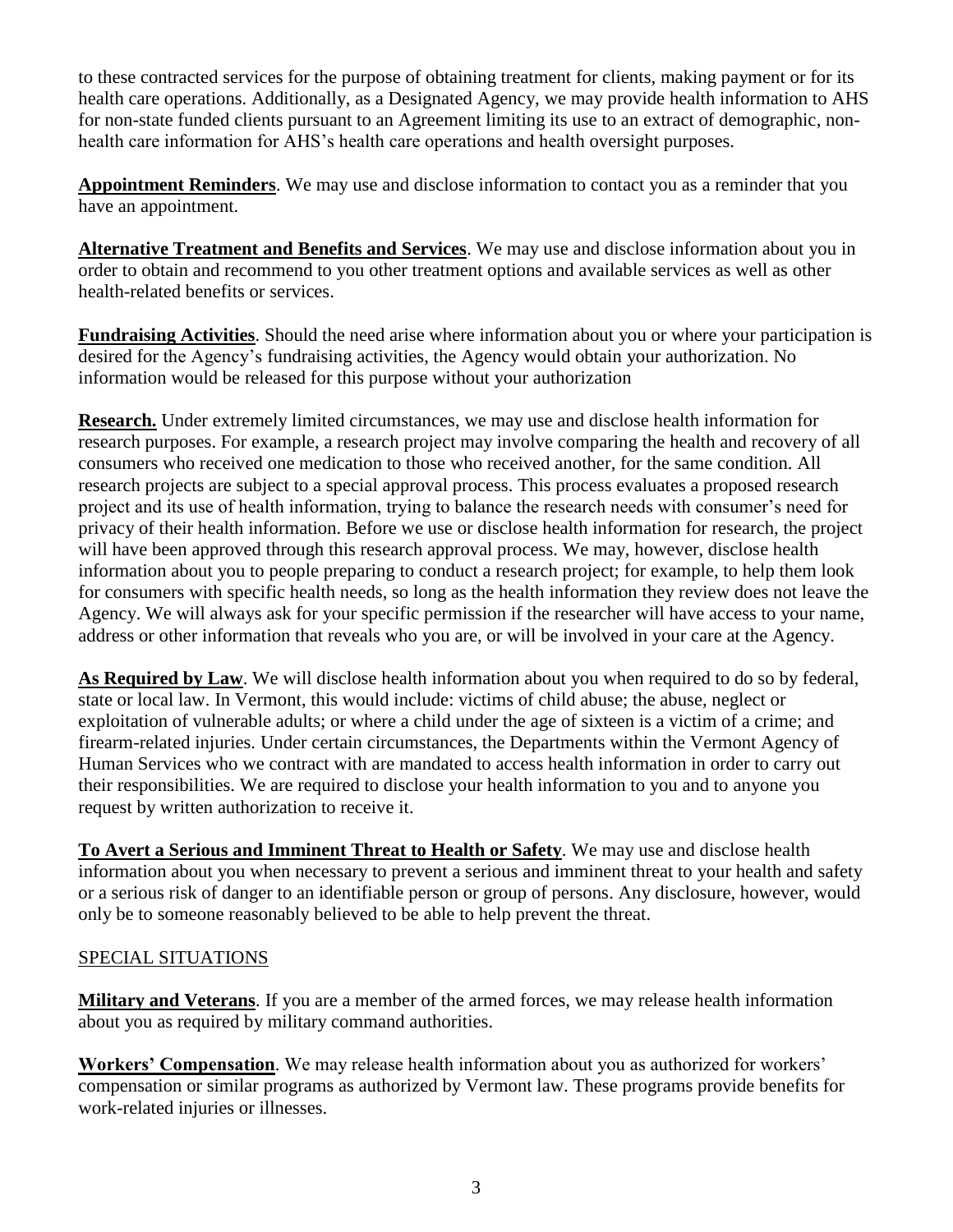to these contracted services for the purpose of obtaining treatment for clients, making payment or for its health care operations. Additionally, as a Designated Agency, we may provide health information to AHS for non-state funded clients pursuant to an Agreement limiting its use to an extract of demographic, non-health care information for AHS's health care operations and health oversight purposes.

**Appointment Reminders**. We may use and disclose information to contact you as a reminder that you have an appointment.

**Alternative Treatment and Benefits and Services**. We may use and disclose information about you in order to obtain and recommend to you other treatment options and available services as well as other health-related benefits or services.

**Fundraising Activities**. Should the need arise where information about you or where your participation is desired for the Agency's fundraising activities, the Agency would obtain your authorization. No information would be released for this purpose without your authorization

**Research.** Under extremely limited circumstances, we may use and disclose health information for research purposes. For example, a research project may involve comparing the health and recovery of all consumers who received one medication to those who received another, for the same condition. All research projects are subject to a special approval process. This process evaluates a proposed research project and its use of health information, trying to balance the research needs with consumer's need for privacy of their health information. Before we use or disclose health information for research, the project will have been approved through this research approval process. We may, however, disclose health information about you to people preparing to conduct a research project; for example, to help them look for consumers with specific health needs, so long as the health information they review does not leave the Agency. We will always ask for your specific permission if the researcher will have access to your name, address or other information that reveals who you are, or will be involved in your care at the Agency.

**As Required by Law**. We will disclose health information about you when required to do so by federal, state or local law. In Vermont, this would include: victims of child abuse; the abuse, neglect or exploitation of vulnerable adults; or where a child under the age of sixteen is a victim of a crime; and firearm-related injuries. Under certain circumstances, the Departments within the Vermont Agency of Human Services who we contract with are mandated to access health information in order to carry out their responsibilities. We are required to disclose your health information to you and to anyone you request by written authorization to receive it.

**To Avert a Serious and Imminent Threat to Health or Safety**. We may use and disclose health information about you when necessary to prevent a serious and imminent threat to your health and safety or a serious risk of danger to an identifiable person or group of persons. Any disclosure, however, would only be to someone reasonably believed to be able to help prevent the threat.

## SPECIAL SITUATIONS

**Military and Veterans**. If you are a member of the armed forces, we may release health information about you as required by military command authorities.

**Workers' Compensation**. We may release health information about you as authorized for workers' compensation or similar programs as authorized by Vermont law. These programs provide benefits for work-related injuries or illnesses.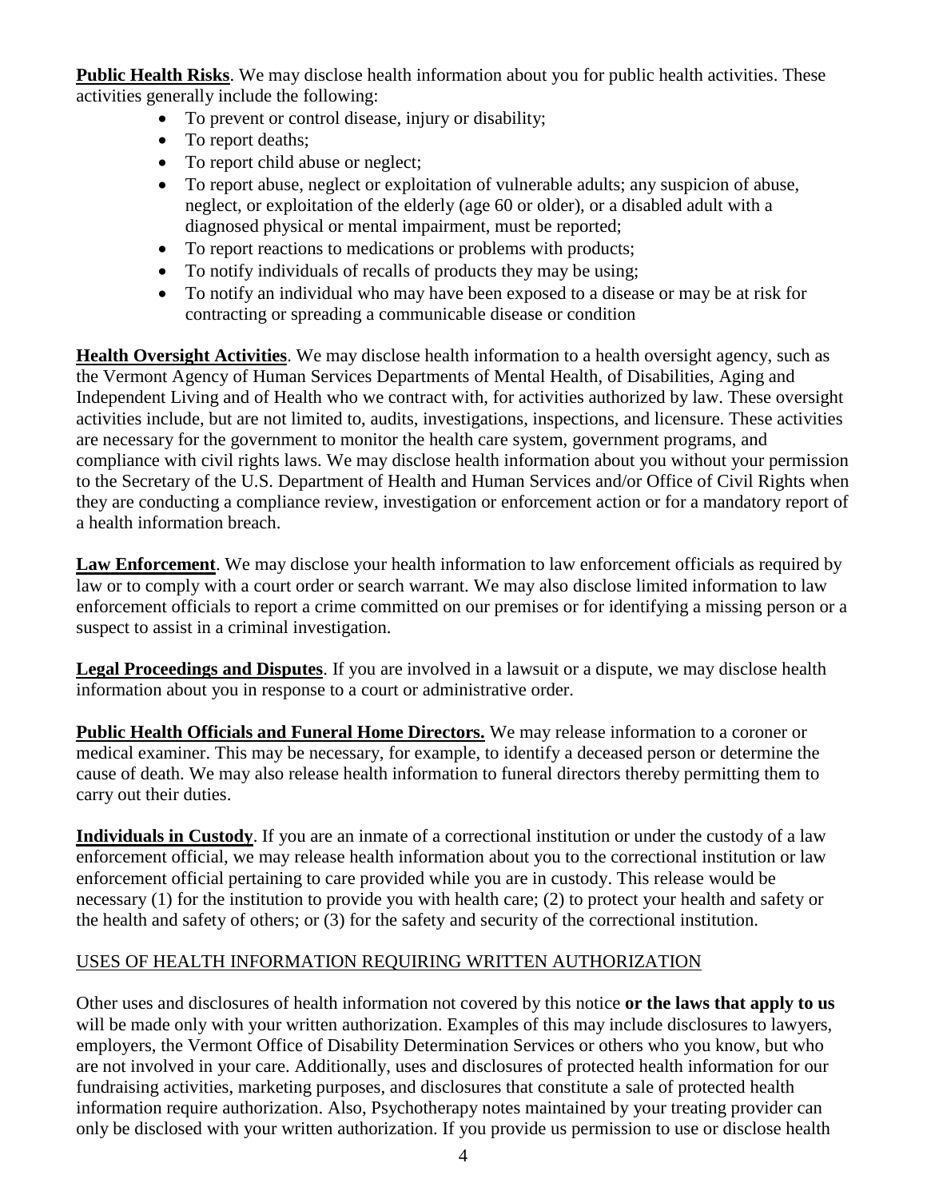**Public Health Risks**. We may disclose health information about you for public health activities. These activities generally include the following:

- To prevent or control disease, injury or disability;
- To report deaths;
- To report child abuse or neglect;
- To report abuse, neglect or exploitation of vulnerable adults; any suspicion of abuse, neglect, or exploitation of the elderly (age 60 or older), or a disabled adult with a diagnosed physical or mental impairment, must be reported;
- To report reactions to medications or problems with products;
- To notify individuals of recalls of products they may be using;
- To notify an individual who may have been exposed to a disease or may be at risk for contracting or spreading a communicable disease or condition

**Health Oversight Activities**. We may disclose health information to a health oversight agency, such as the Vermont Agency of Human Services Departments of Mental Health, of Disabilities, Aging and Independent Living and of Health who we contract with, for activities authorized by law. These oversight activities include, but are not limited to, audits, investigations, inspections, and licensure. These activities are necessary for the government to monitor the health care system, government programs, and compliance with civil rights laws. We may disclose health information about you without your permission to the Secretary of the U.S. Department of Health and Human Services and/or Office of Civil Rights when they are conducting a compliance review, investigation or enforcement action or for a mandatory report of a health information breach.

**Law Enforcement**. We may disclose your health information to law enforcement officials as required by law or to comply with a court order or search warrant. We may also disclose limited information to law enforcement officials to report a crime committed on our premises or for identifying a missing person or a suspect to assist in a criminal investigation.

**Legal Proceedings and Disputes**. If you are involved in a lawsuit or a dispute, we may disclose health information about you in response to a court or administrative order.

**Public Health Officials and Funeral Home Directors.** We may release information to a coroner or medical examiner. This may be necessary, for example, to identify a deceased person or determine the cause of death. We may also release health information to funeral directors thereby permitting them to carry out their duties.

**Individuals in Custody**. If you are an inmate of a correctional institution or under the custody of a law enforcement official, we may release health information about you to the correctional institution or law enforcement official pertaining to care provided while you are in custody. This release would be necessary (1) for the institution to provide you with health care; (2) to protect your health and safety or the health and safety of others; or (3) for the safety and security of the correctional institution.

## USES OF HEALTH INFORMATION REQUIRING WRITTEN AUTHORIZATION

Other uses and disclosures of health information not covered by this notice **or the laws that apply to us** will be made only with your written authorization. Examples of this may include disclosures to lawyers, employers, the Vermont Office of Disability Determination Services or others who you know, but who are not involved in your care. Additionally, uses and disclosures of protected health information for our fundraising activities, marketing purposes, and disclosures that constitute a sale of protected health information require authorization. Also, Psychotherapy notes maintained by your treating provider can only be disclosed with your written authorization. If you provide us permission to use or disclose health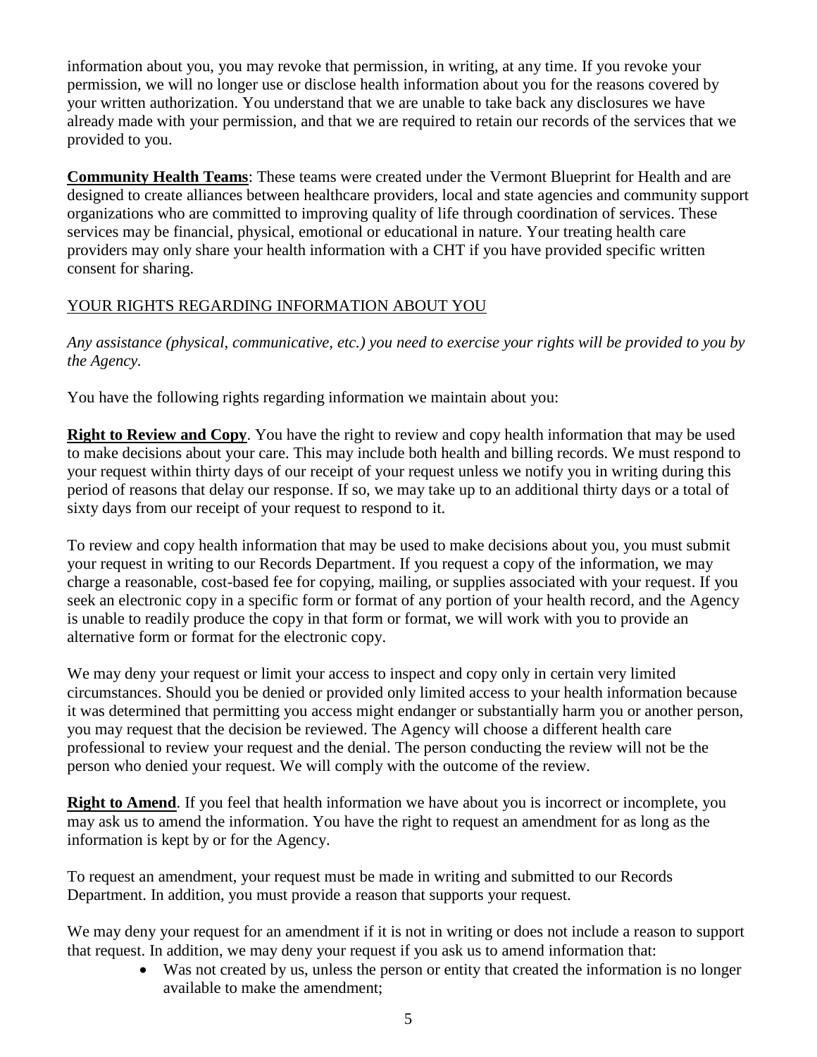information about you, you may revoke that permission, in writing, at any time. If you revoke your permission, we will no longer use or disclose health information about you for the reasons covered by your written authorization. You understand that we are unable to take back any disclosures we have already made with your permission, and that we are required to retain our records of the services that we provided to you.

**Community Health Teams**: These teams were created under the Vermont Blueprint for Health and are designed to create alliances between healthcare providers, local and state agencies and community support organizations who are committed to improving quality of life through coordination of services. These services may be financial, physical, emotional or educational in nature. Your treating health care providers may only share your health information with a CHT if you have provided specific written consent for sharing.

## YOUR RIGHTS REGARDING INFORMATION ABOUT YOU

*Any assistance (physical, communicative, etc.) you need to exercise your rights will be provided to you by the Agency.*

You have the following rights regarding information we maintain about you:

**Right to Review and Copy**. You have the right to review and copy health information that may be used to make decisions about your care. This may include both health and billing records. We must respond to your request within thirty days of our receipt of your request unless we notify you in writing during this period of reasons that delay our response. If so, we may take up to an additional thirty days or a total of sixty days from our receipt of your request to respond to it.

To review and copy health information that may be used to make decisions about you, you must submit your request in writing to our Records Department. If you request a copy of the information, we may charge a reasonable, cost-based fee for copying, mailing, or supplies associated with your request. If you seek an electronic copy in a specific form or format of any portion of your health record, and the Agency is unable to readily produce the copy in that form or format, we will work with you to provide an alternative form or format for the electronic copy.

We may deny your request or limit your access to inspect and copy only in certain very limited circumstances. Should you be denied or provided only limited access to your health information because it was determined that permitting you access might endanger or substantially harm you or another person, you may request that the decision be reviewed. The Agency will choose a different health care professional to review your request and the denial. The person conducting the review will not be the person who denied your request. We will comply with the outcome of the review.

**Right to Amend**. If you feel that health information we have about you is incorrect or incomplete, you may ask us to amend the information. You have the right to request an amendment for as long as the information is kept by or for the Agency.

To request an amendment, your request must be made in writing and submitted to our Records Department. In addition, you must provide a reason that supports your request.

We may deny your request for an amendment if it is not in writing or does not include a reason to support that request. In addition, we may deny your request if you ask us to amend information that:

- Was not created by us, unless the person or entity that created the information is no longer available to make the amendment;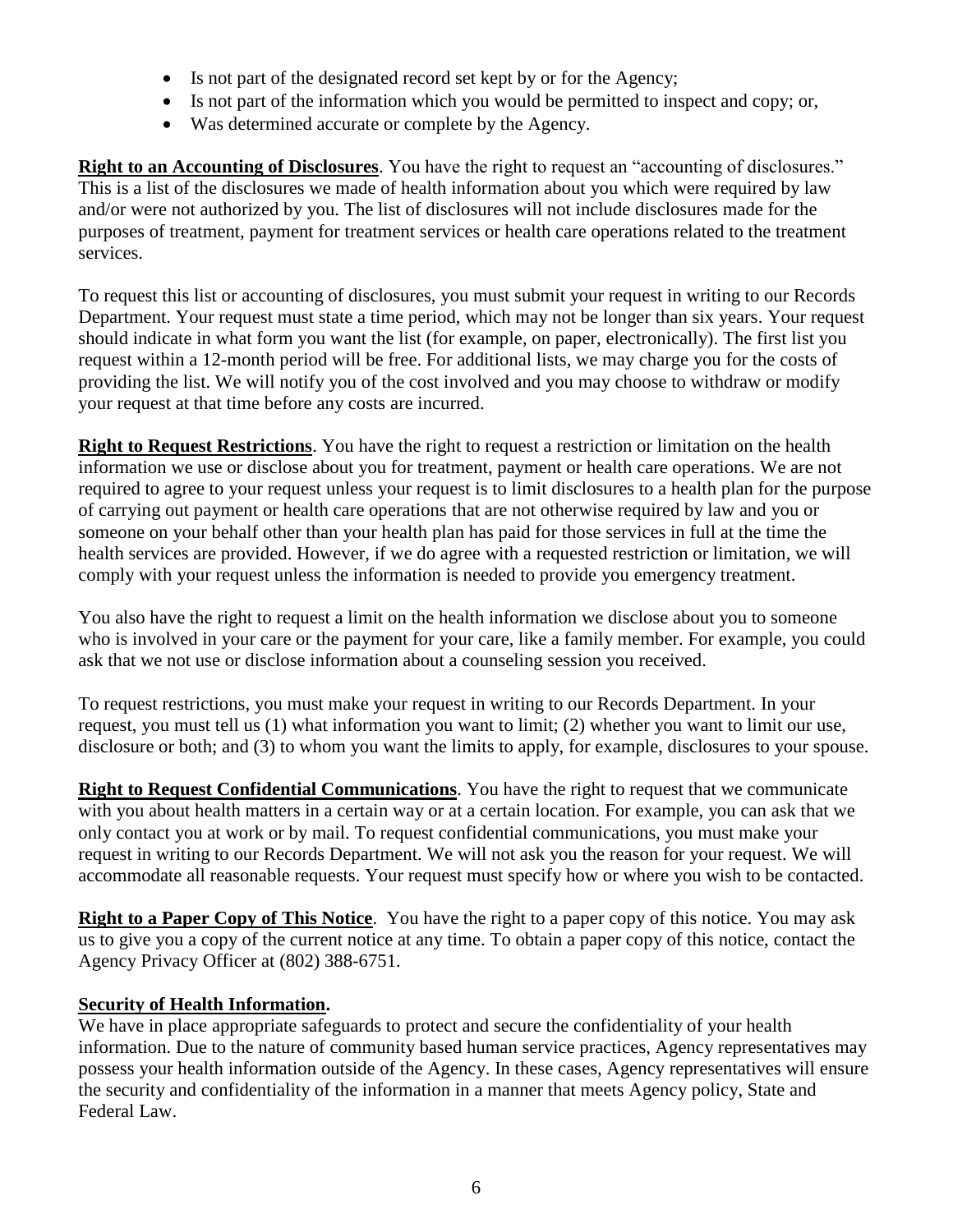- Is not part of the designated record set kept by or for the Agency;
- Is not part of the information which you would be permitted to inspect and copy; or,
- Was determined accurate or complete by the Agency.

**Right to an Accounting of Disclosures**. You have the right to request an "accounting of disclosures." This is a list of the disclosures we made of health information about you which were required by law and/or were not authorized by you. The list of disclosures will not include disclosures made for the purposes of treatment, payment for treatment services or health care operations related to the treatment services.

To request this list or accounting of disclosures, you must submit your request in writing to our Records Department. Your request must state a time period, which may not be longer than six years. Your request should indicate in what form you want the list (for example, on paper, electronically). The first list you request within a 12-month period will be free. For additional lists, we may charge you for the costs of providing the list. We will notify you of the cost involved and you may choose to withdraw or modify your request at that time before any costs are incurred.

**Right to Request Restrictions**. You have the right to request a restriction or limitation on the health information we use or disclose about you for treatment, payment or health care operations. We are not required to agree to your request unless your request is to limit disclosures to a health plan for the purpose of carrying out payment or health care operations that are not otherwise required by law and you or someone on your behalf other than your health plan has paid for those services in full at the time the health services are provided. However, if we do agree with a requested restriction or limitation, we will comply with your request unless the information is needed to provide you emergency treatment.

You also have the right to request a limit on the health information we disclose about you to someone who is involved in your care or the payment for your care, like a family member. For example, you could ask that we not use or disclose information about a counseling session you received.

To request restrictions, you must make your request in writing to our Records Department. In your request, you must tell us (1) what information you want to limit; (2) whether you want to limit our use, disclosure or both; and (3) to whom you want the limits to apply, for example, disclosures to your spouse.

**Right to Request Confidential Communications**. You have the right to request that we communicate with you about health matters in a certain way or at a certain location. For example, you can ask that we only contact you at work or by mail. To request confidential communications, you must make your request in writing to our Records Department. We will not ask you the reason for your request. We will accommodate all reasonable requests. Your request must specify how or where you wish to be contacted.

**Right to a Paper Copy of This Notice**. You have the right to a paper copy of this notice. You may ask us to give you a copy of the current notice at any time. To obtain a paper copy of this notice, contact the Agency Privacy Officer at (802) 388-6751.

**Security of Health Information.**

We have in place appropriate safeguards to protect and secure the confidentiality of your health information. Due to the nature of community based human service practices, Agency representatives may possess your health information outside of the Agency. In these cases, Agency representatives will ensure the security and confidentiality of the information in a manner that meets Agency policy, State and Federal Law.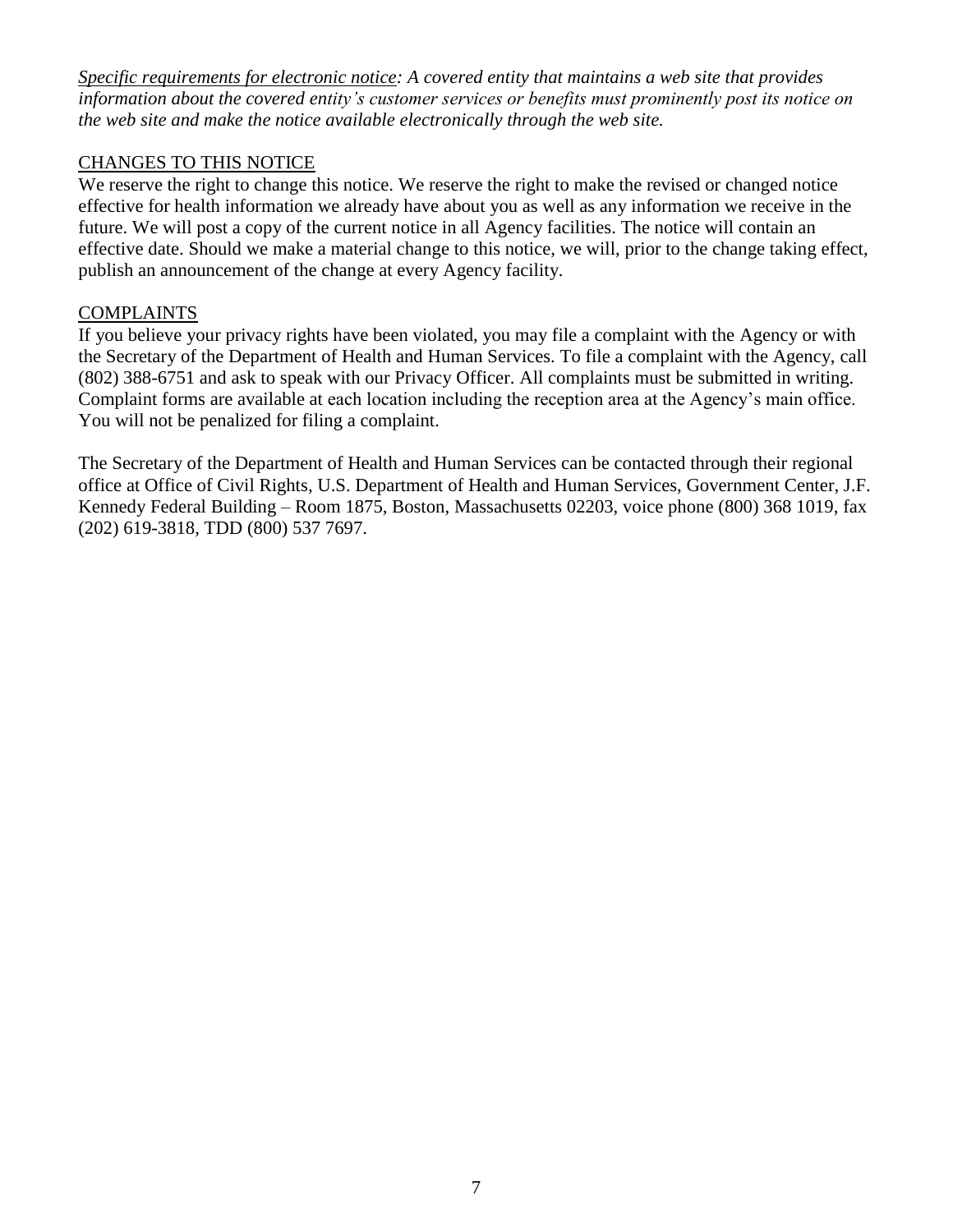*Specific requirements for electronic notice: A covered entity that maintains a web site that provides information about the covered entity's customer services or benefits must prominently post its notice on the web site and make the notice available electronically through the web site.*

## CHANGES TO THIS NOTICE

We reserve the right to change this notice. We reserve the right to make the revised or changed notice effective for health information we already have about you as well as any information we receive in the future. We will post a copy of the current notice in all Agency facilities. The notice will contain an effective date. Should we make a material change to this notice, we will, prior to the change taking effect, publish an announcement of the change at every Agency facility.

## COMPLAINTS

If you believe your privacy rights have been violated, you may file a complaint with the Agency or with the Secretary of the Department of Health and Human Services. To file a complaint with the Agency, call (802) 388-6751 and ask to speak with our Privacy Officer. All complaints must be submitted in writing. Complaint forms are available at each location including the reception area at the Agency's main office. You will not be penalized for filing a complaint.

The Secretary of the Department of Health and Human Services can be contacted through their regional office at Office of Civil Rights, U.S. Department of Health and Human Services, Government Center, J.F. Kennedy Federal Building – Room 1875, Boston, Massachusetts 02203, voice phone (800) 368 1019, fax (202) 619-3818, TDD (800) 537 7697.